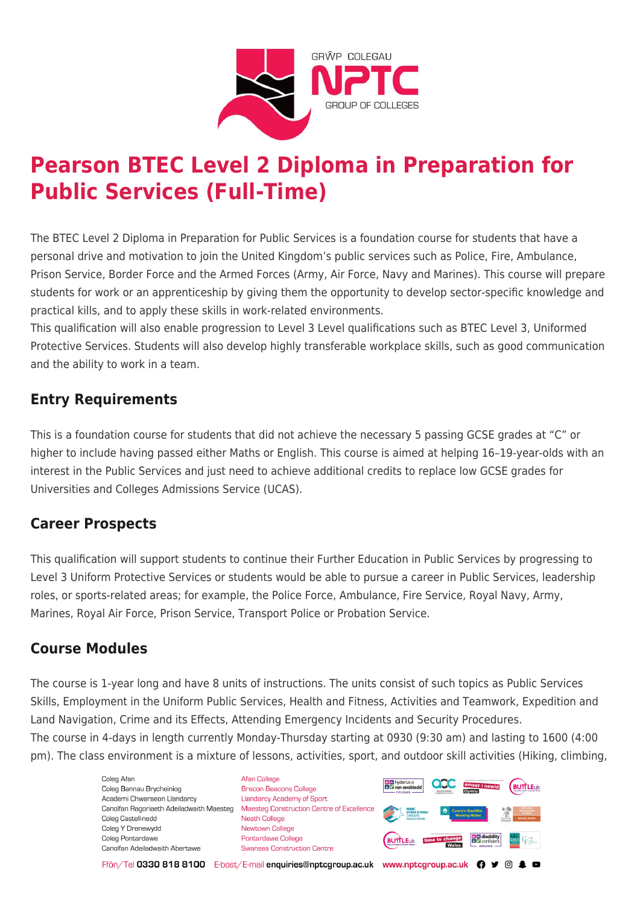# Pearson BTEC Level 2 Diploma in Preparation for Public Services (Full-Time)

The BTEC Level 2 Diploma in Preparation for Public Services is a foundation course for students that have a personal drive and motivation to join the United Kingdom's public services such as Police, Fire, Ambulance, Prison Service, Border Force and the Armed Forces (Army, Air Force, Navy and Marines). This course will prepare students for work or an apprenticeship by giving them the opportunity to develop sector-specific knowledge and practical kills, and to apply these skills in work-related environments.
This qualification will also enable progression to Level 3 Level qualifications such as BTEC Level 3, Uniformed Protective Services. Students will also develop highly transferable workplace skills, such as good communication and the ability to work in a team.

## Entry Requirements

This is a foundation course for students that did not achieve the necessary 5 passing GCSE grades at "C" or higher to include having passed either Maths or English. This course is aimed at helping 16–19-year-olds with an interest in the Public Services and just need to achieve additional credits to replace low GCSE grades for Universities and Colleges Admissions Service (UCAS).

## Career Prospects

This qualification will support students to continue their Further Education in Public Services by progressing to Level 3 Uniform Protective Services or students would be able to pursue a career in Public Services, leadership roles, or sports-related areas; for example, the Police Force, Ambulance, Fire Service, Royal Navy, Army, Marines, Royal Air Force, Prison Service, Transport Police or Probation Service.

## Course Modules

The course is 1-year long and have 8 units of instructions. The units consist of such topics as Public Services Skills, Employment in the Uniform Public Services, Health and Fitness, Activities and Teamwork, Expedition and Land Navigation, Crime and its Effects, Attending Emergency Incidents and Security Procedures.
The course in 4-days in length currently Monday-Thursday starting at 0930 (9:30 am) and lasting to 1600 (4:00 pm). The class environment is a mixture of lessons, activities, sport, and outdoor skill activities (Hiking, climbing,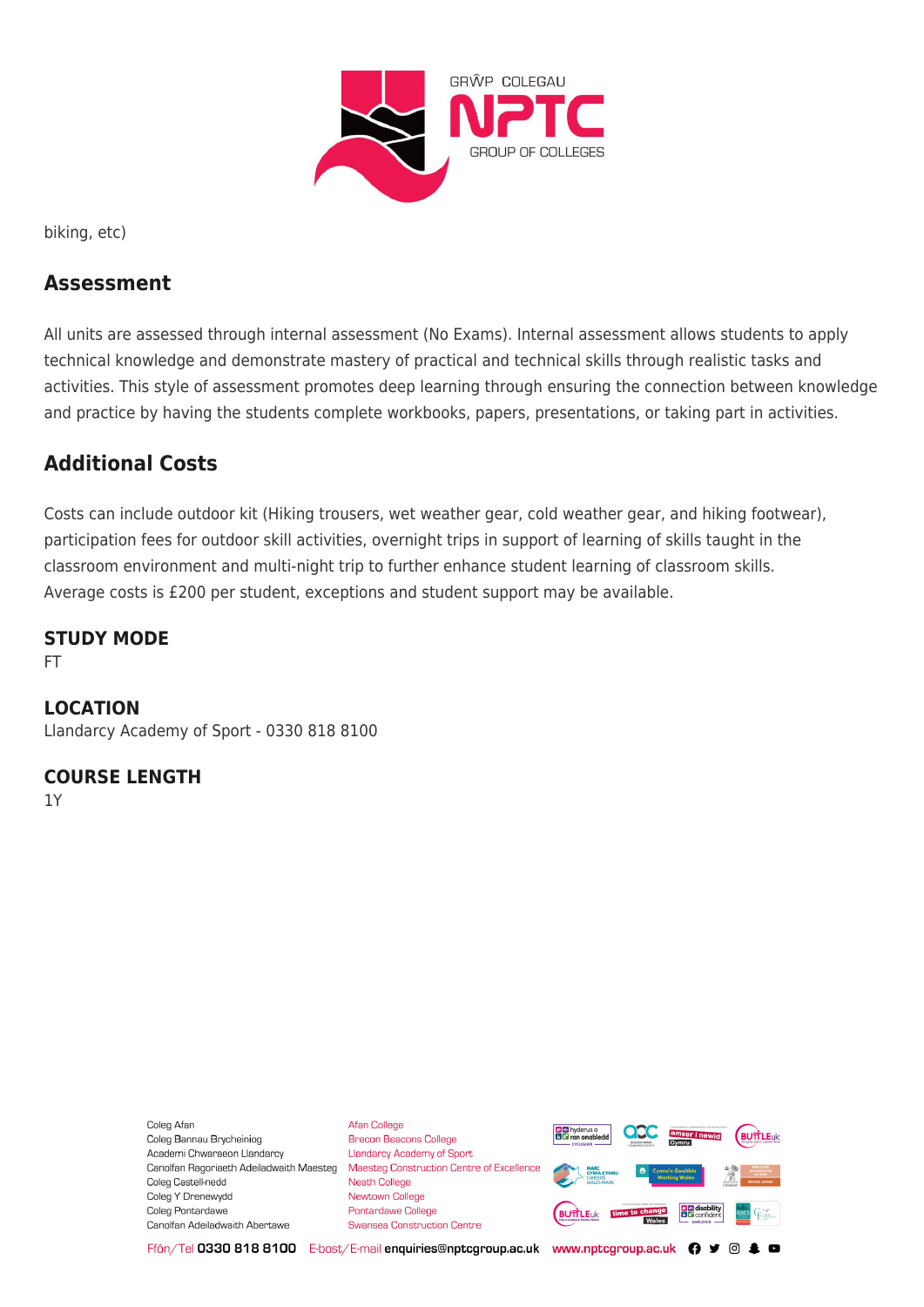biking, etc)

## Assessment

All units are assessed through internal assessment (No Exams). Internal assessment allows students to apply technical knowledge and demonstrate mastery of practical and technical skills through realistic tasks and activities. This style of assessment promotes deep learning through ensuring the connection between knowledge and practice by having the students complete workbooks, papers, presentations, or taking part in activities.

## Additional Costs

Costs can include outdoor kit (Hiking trousers, wet weather gear, cold weather gear, and hiking footwear), participation fees for outdoor skill activities, overnight trips in support of learning of skills taught in the classroom environment and multi-night trip to further enhance student learning of classroom skills.
Average costs is £200 per student, exceptions and student support may be available.

### STUDY MODE

FT

### LOCATION

Llandarcy Academy of Sport - 0330 818 8100

### COURSE LENGTH

1Y